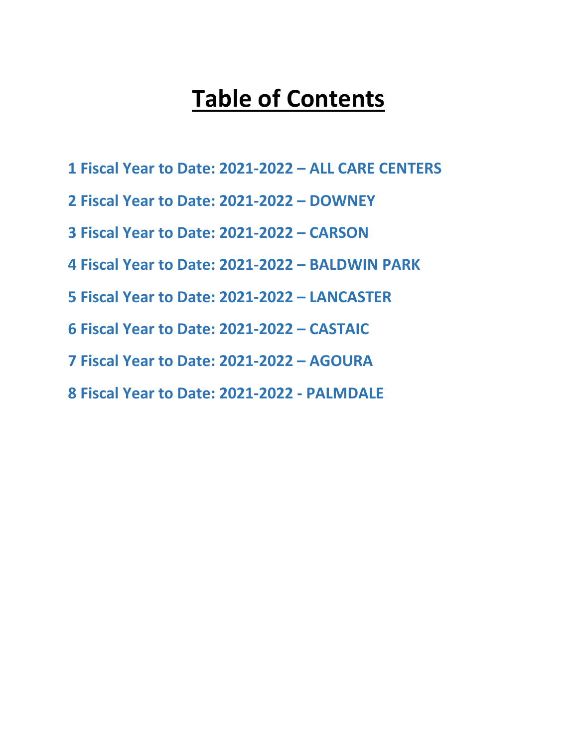# Table of Contents

1 Fiscal Year to Date: 2021-2022 – ALL CARE CENTERS

2 Fiscal Year to Date: 2021-2022 – DOWNEY

3 Fiscal Year to Date: 2021-2022 – CARSON

4 Fiscal Year to Date: 2021-2022 – BALDWIN PARK

5 Fiscal Year to Date: 2021-2022 – LANCASTER

6 Fiscal Year to Date: 2021-2022 – CASTAIC

7 Fiscal Year to Date: 2021-2022 – AGOURA

8 Fiscal Year to Date: 2021-2022 - PALMDALE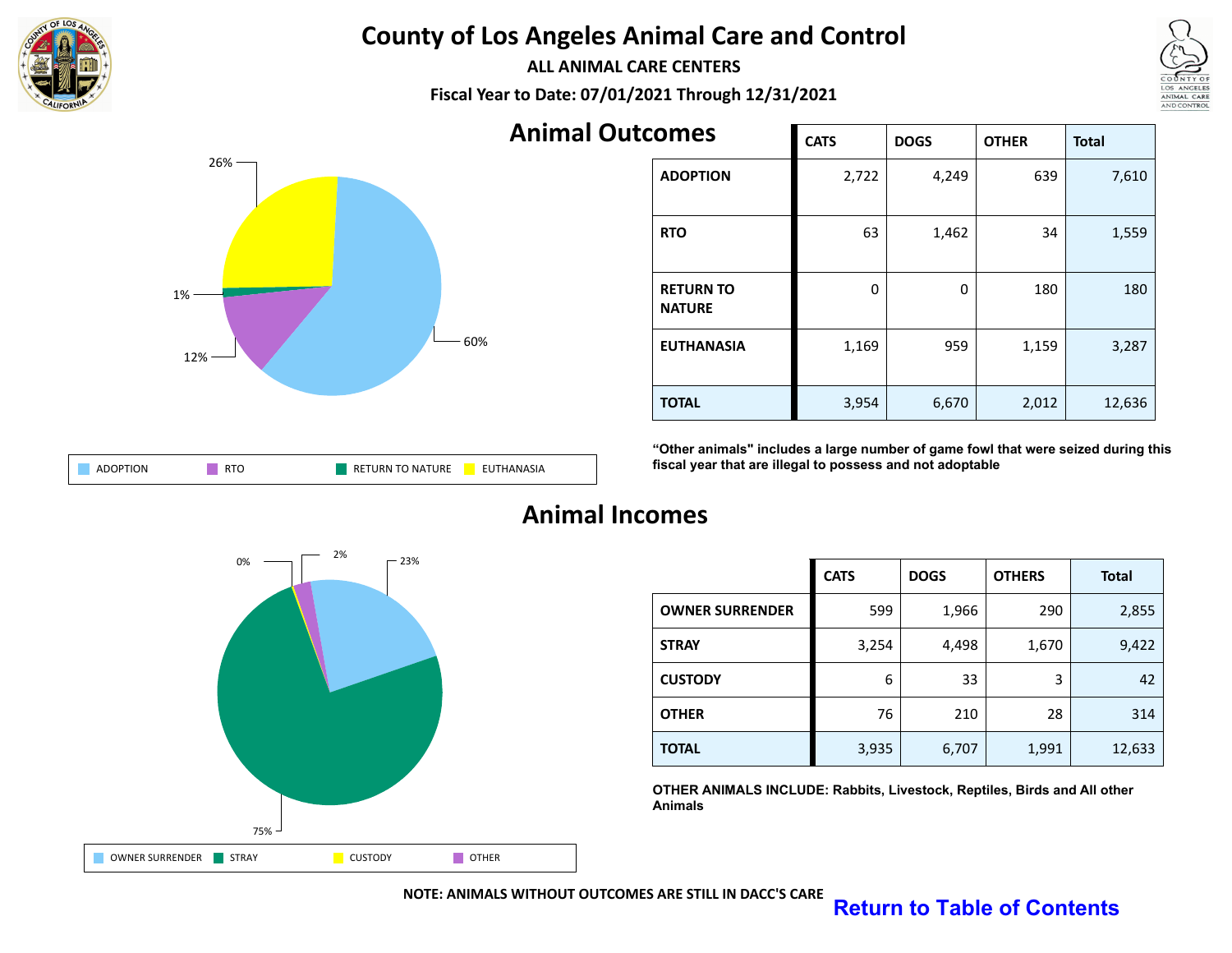# County of Los Angeles Animal Care and Control

**ALL ANIMAL CARE CENTERS**

**Fiscal Year to Date: 07/01/2021 Through 12/31/2021**

## Animal Outcomes

26%
1%
12%
60%

ADOPTION RTO RETURN TO NATURE EUTHANASIA

| | CATS | DOGS | OTHER | Total |
|---|---|---|---|---|
| **ADOPTION** | 2,722 | 4,249 | 639 | 7,610 |
| **RTO** | 63 | 1,462 | 34 | 1,559 |
| **RETURN TO NATURE** | 0 | 0 | 180 | 180 |
| **EUTHANASIA** | 1,169 | 959 | 1,159 | 3,287 |
| **TOTAL** | 3,954 | 6,670 | 2,012 | 12,636 |

**"Other animals" includes a large number of game fowl that were seized during this fiscal year that are illegal to possess and not adoptable**

## Animal Incomes

0%
2%
23%
75%

OWNER SURRENDER STRAY CUSTODY OTHER

| | CATS | DOGS | OTHERS | Total |
|---|---|---|---|---|
| **OWNER SURRENDER** | 599 | 1,966 | 290 | 2,855 |
| **STRAY** | 3,254 | 4,498 | 1,670 | 9,422 |
| **CUSTODY** | 6 | 33 | 3 | 42 |
| **OTHER** | 76 | 210 | 28 | 314 |
| **TOTAL** | 3,935 | 6,707 | 1,991 | 12,633 |

**OTHER ANIMALS INCLUDE: Rabbits, Livestock, Reptiles, Birds and All other Animals**

**NOTE: ANIMALS WITHOUT OUTCOMES ARE STILL IN DACC'S CARE**

**Return to Table of Contents**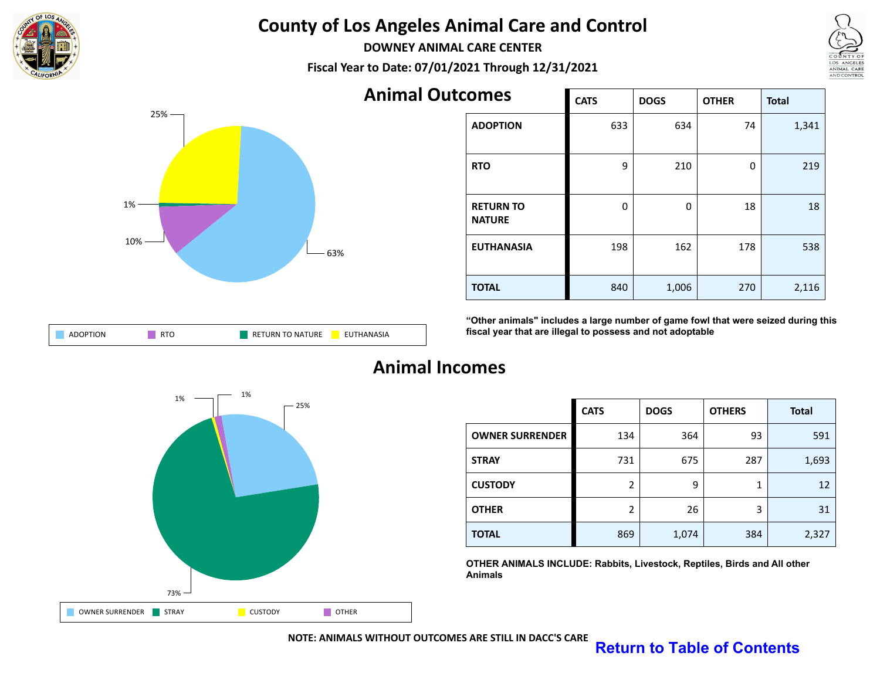# County of Los Angeles Animal Care and Control

**DOWNEY ANIMAL CARE CENTER**

**Fiscal Year to Date: 07/01/2021 Through 12/31/2021**

## Animal Outcomes

25%
1%
10%
63%

ADOPTION RTO RETURN TO NATURE EUTHANASIA

| | CATS | DOGS | OTHER | Total |
|---|---|---|---|---|
| **ADOPTION** | 633 | 634 | 74 | 1,341 |
| **RTO** | 9 | 210 | 0 | 219 |
| **RETURN TO NATURE** | 0 | 0 | 18 | 18 |
| **EUTHANASIA** | 198 | 162 | 178 | 538 |
| **TOTAL** | 840 | 1,006 | 270 | 2,116 |

**"Other animals" includes a large number of game fowl that were seized during this fiscal year that are illegal to possess and not adoptable**

## Animal Incomes

1%
1%
25%
73%

OWNER SURRENDER STRAY CUSTODY OTHER

| | CATS | DOGS | OTHERS | Total |
|---|---|---|---|---|
| **OWNER SURRENDER** | 134 | 364 | 93 | 591 |
| **STRAY** | 731 | 675 | 287 | 1,693 |
| **CUSTODY** | 2 | 9 | 1 | 12 |
| **OTHER** | 2 | 26 | 3 | 31 |
| **TOTAL** | 869 | 1,074 | 384 | 2,327 |

**OTHER ANIMALS INCLUDE: Rabbits, Livestock, Reptiles, Birds and All other Animals**

**NOTE: ANIMALS WITHOUT OUTCOMES ARE STILL IN DACC'S CARE**

Return to Table of Contents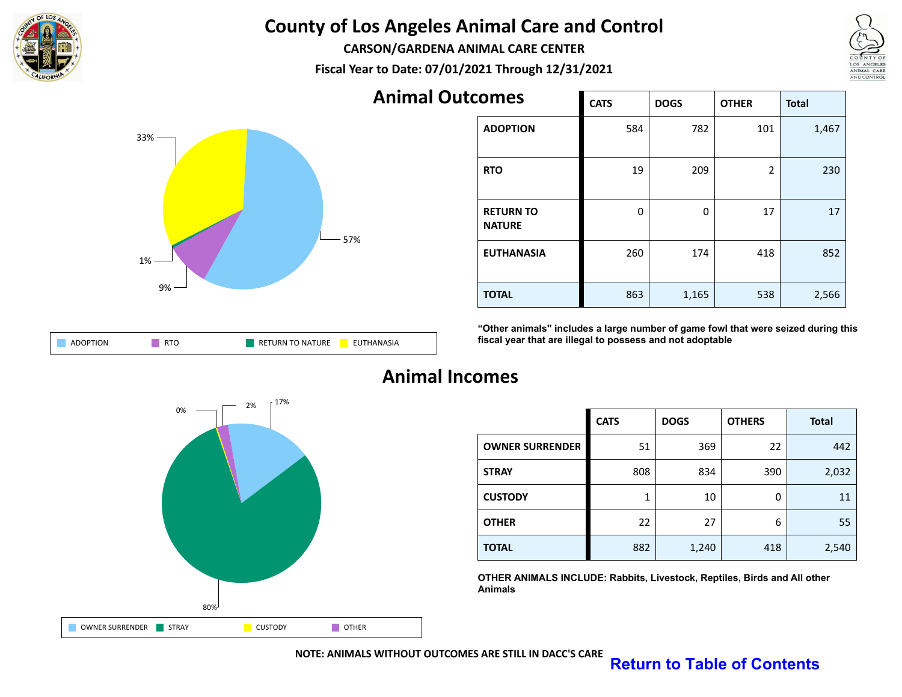# County of Los Angeles Animal Care and Control

**CARSON/GARDENA ANIMAL CARE CENTER**

**Fiscal Year to Date: 07/01/2021 Through 12/31/2021**

## Animal Outcomes

33%
57%
1%
9%

ADOPTION | RTO | RETURN TO NATURE | EUTHANASIA

| | CATS | DOGS | OTHER | Total |
|---|---|---|---|---|
| **ADOPTION** | 584 | 782 | 101 | 1,467 |
| **RTO** | 19 | 209 | 2 | 230 |
| **RETURN TO NATURE** | 0 | 0 | 17 | 17 |
| **EUTHANASIA** | 260 | 174 | 418 | 852 |
| **TOTAL** | 863 | 1,165 | 538 | 2,566 |

**"Other animals" includes a large number of game fowl that were seized during this fiscal year that are illegal to possess and not adoptable**

## Animal Incomes

0%
2%
17%
80%

OWNER SURRENDER | STRAY | CUSTODY | OTHER

| | CATS | DOGS | OTHERS | Total |
|---|---|---|---|---|
| **OWNER SURRENDER** | 51 | 369 | 22 | 442 |
| **STRAY** | 808 | 834 | 390 | 2,032 |
| **CUSTODY** | 1 | 10 | 0 | 11 |
| **OTHER** | 22 | 27 | 6 | 55 |
| **TOTAL** | 882 | 1,240 | 418 | 2,540 |

**OTHER ANIMALS INCLUDE: Rabbits, Livestock, Reptiles, Birds and All other Animals**

**NOTE: ANIMALS WITHOUT OUTCOMES ARE STILL IN DACC'S CARE**

**Return to Table of Contents**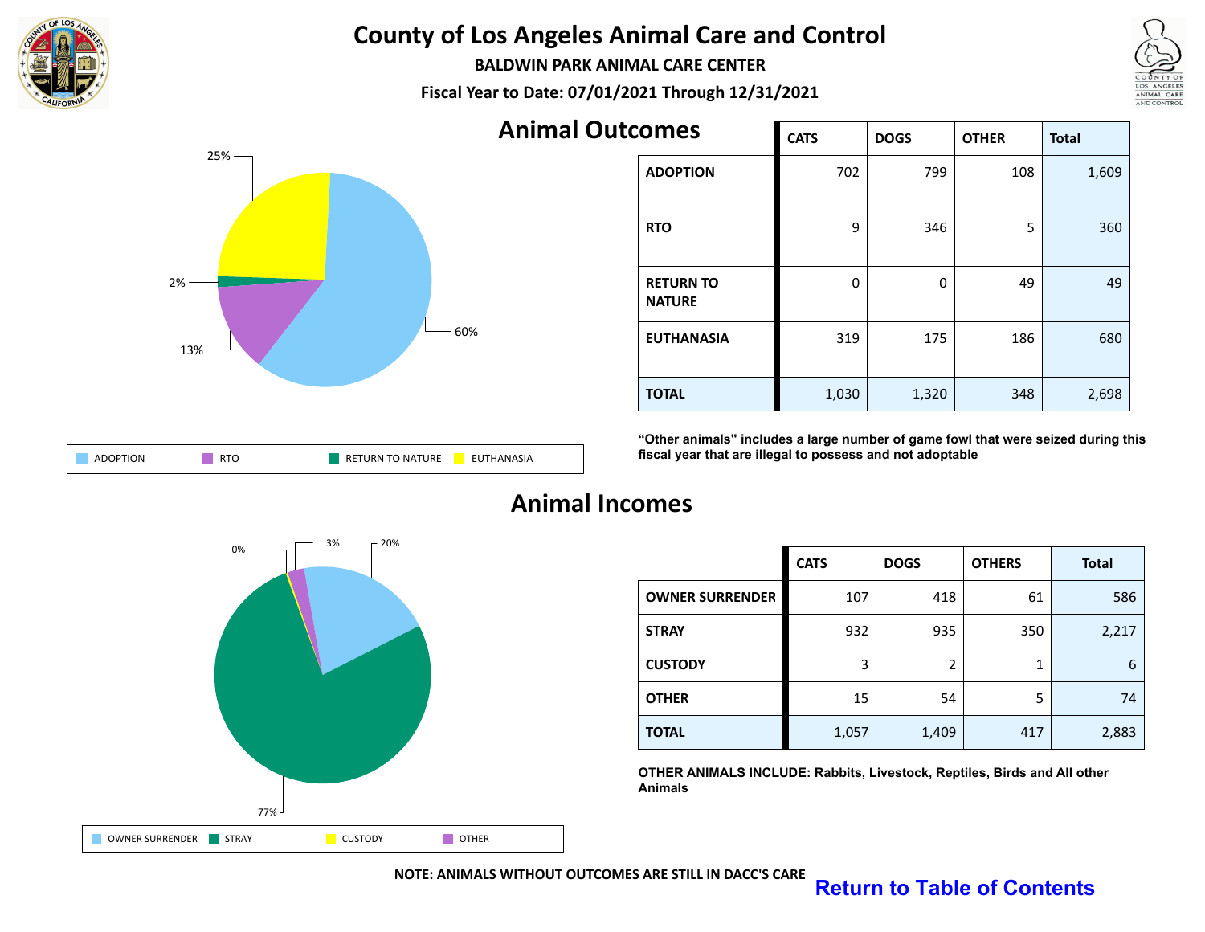# County of Los Angeles Animal Care and Control

**BALDWIN PARK ANIMAL CARE CENTER**

**Fiscal Year to Date: 07/01/2021 Through 12/31/2021**

## Animal Outcomes

25%
2%
13%
60%

ADOPTION RTO RETURN TO NATURE EUTHANASIA

| | CATS | DOGS | OTHER | Total |
|---|---|---|---|---|
| **ADOPTION** | 702 | 799 | 108 | 1,609 |
| **RTO** | 9 | 346 | 5 | 360 |
| **RETURN TO NATURE** | 0 | 0 | 49 | 49 |
| **EUTHANASIA** | 319 | 175 | 186 | 680 |
| **TOTAL** | 1,030 | 1,320 | 348 | 2,698 |

**"Other animals" includes a large number of game fowl that were seized during this fiscal year that are illegal to possess and not adoptable**

## Animal Incomes

0%
3%
20%
77%

OWNER SURRENDER STRAY CUSTODY OTHER

| | CATS | DOGS | OTHERS | Total |
|---|---|---|---|---|
| **OWNER SURRENDER** | 107 | 418 | 61 | 586 |
| **STRAY** | 932 | 935 | 350 | 2,217 |
| **CUSTODY** | 3 | 2 | 1 | 6 |
| **OTHER** | 15 | 54 | 5 | 74 |
| **TOTAL** | 1,057 | 1,409 | 417 | 2,883 |

**OTHER ANIMALS INCLUDE: Rabbits, Livestock, Reptiles, Birds and All other Animals**

**NOTE: ANIMALS WITHOUT OUTCOMES ARE STILL IN DACC'S CARE**

**Return to Table of Contents**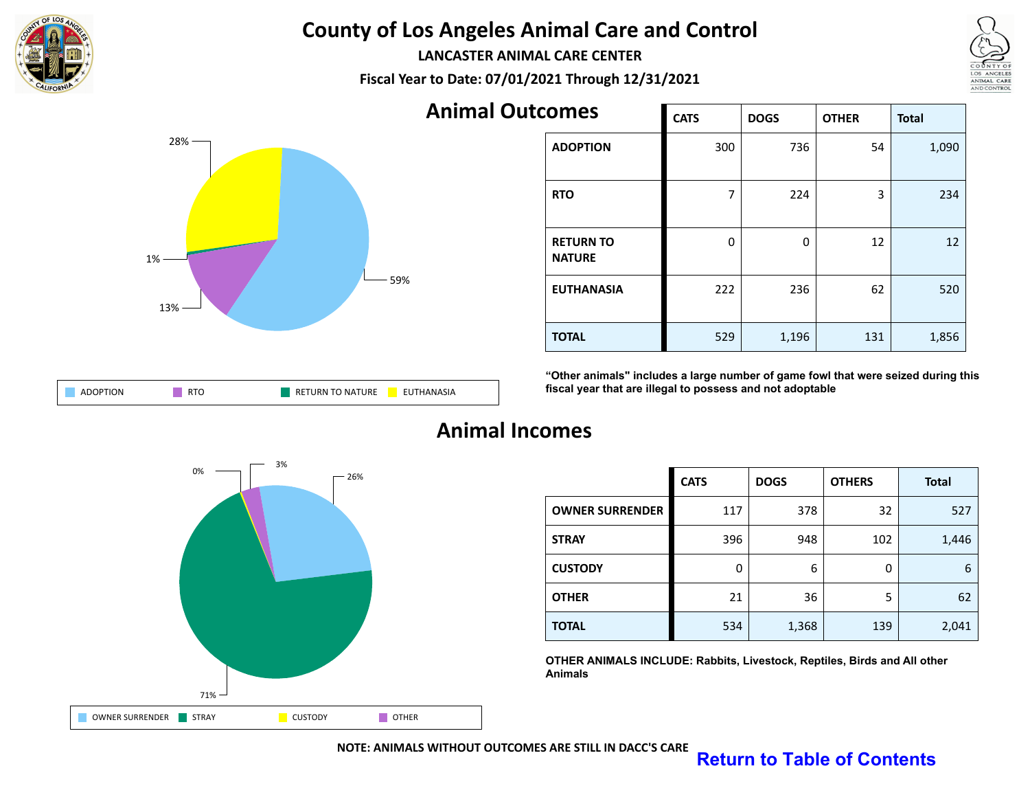# County of Los Angeles Animal Care and Control

**LANCASTER ANIMAL CARE CENTER**

**Fiscal Year to Date: 07/01/2021 Through 12/31/2021**

## Animal Outcomes

28%
1%
13%
59%

ADOPTION RTO RETURN TO NATURE EUTHANASIA

| | CATS | DOGS | OTHER | Total |
|---|---|---|---|---|
| **ADOPTION** | 300 | 736 | 54 | 1,090 |
| **RTO** | 7 | 224 | 3 | 234 |
| **RETURN TO NATURE** | 0 | 0 | 12 | 12 |
| **EUTHANASIA** | 222 | 236 | 62 | 520 |
| **TOTAL** | 529 | 1,196 | 131 | 1,856 |

**"Other animals" includes a large number of game fowl that were seized during this fiscal year that are illegal to possess and not adoptable**

## Animal Incomes

0%
3%
26%
71%

OWNER SURRENDER STRAY CUSTODY OTHER

| | CATS | DOGS | OTHERS | Total |
|---|---|---|---|---|
| **OWNER SURRENDER** | 117 | 378 | 32 | 527 |
| **STRAY** | 396 | 948 | 102 | 1,446 |
| **CUSTODY** | 0 | 6 | 0 | 6 |
| **OTHER** | 21 | 36 | 5 | 62 |
| **TOTAL** | 534 | 1,368 | 139 | 2,041 |

**OTHER ANIMALS INCLUDE: Rabbits, Livestock, Reptiles, Birds and All other Animals**

**NOTE: ANIMALS WITHOUT OUTCOMES ARE STILL IN DACC'S CARE**

**Return to Table of Contents**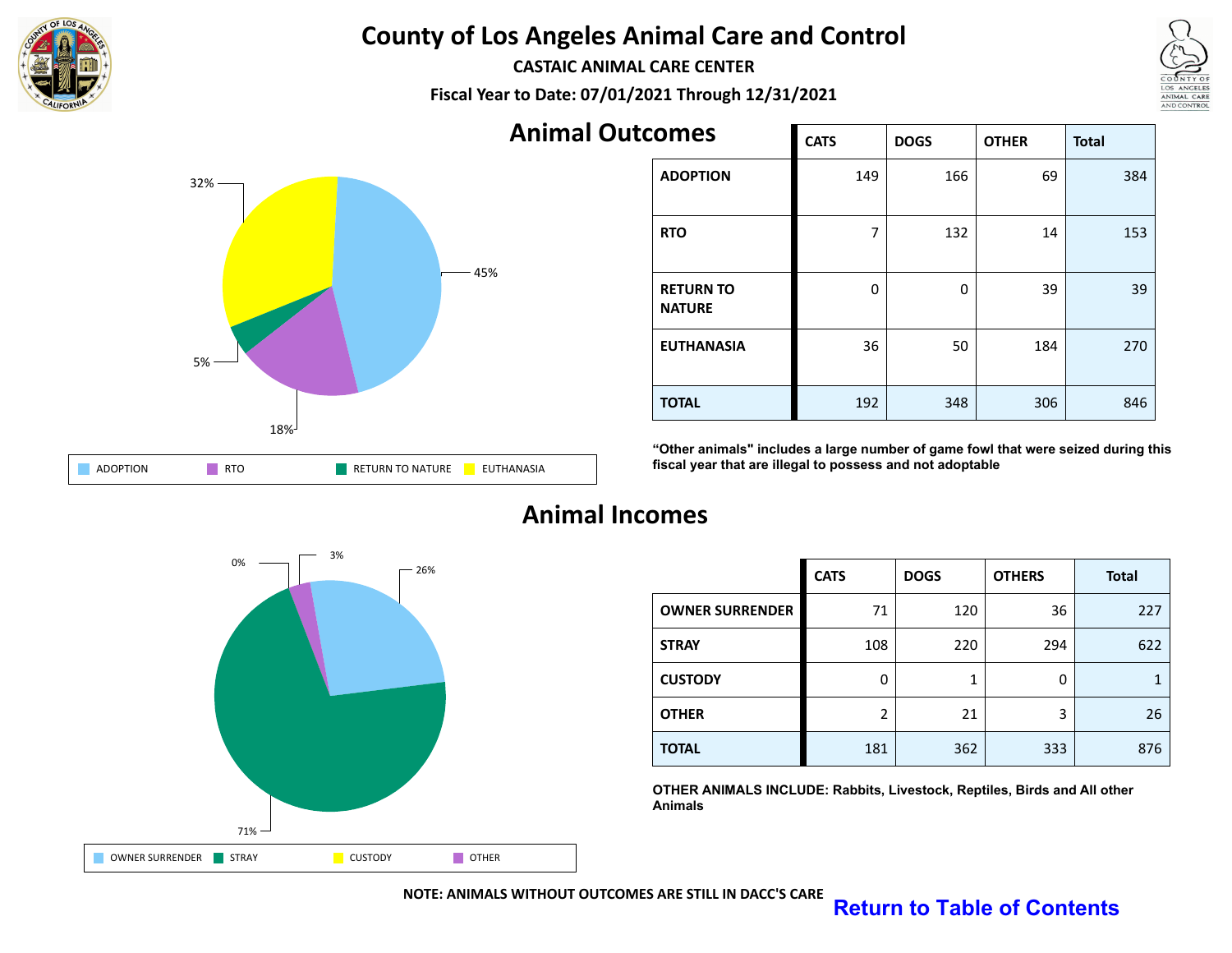# County of Los Angeles Animal Care and Control

**CASTAIC ANIMAL CARE CENTER**

**Fiscal Year to Date: 07/01/2021 Through 12/31/2021**

## Animal Outcomes

32%
45%
5%
18%

ADOPTION RTO RETURN TO NATURE EUTHANASIA

| | CATS | DOGS | OTHER | Total |
|---|---|---|---|---|
| **ADOPTION** | 149 | 166 | 69 | 384 |
| **RTO** | 7 | 132 | 14 | 153 |
| **RETURN TO NATURE** | 0 | 0 | 39 | 39 |
| **EUTHANASIA** | 36 | 50 | 184 | 270 |
| **TOTAL** | 192 | 348 | 306 | 846 |

**"Other animals" includes a large number of game fowl that were seized during this fiscal year that are illegal to possess and not adoptable**

## Animal Incomes

0%
3%
26%
71%

OWNER SURRENDER STRAY CUSTODY OTHER

| | CATS | DOGS | OTHERS | Total |
|---|---|---|---|---|
| **OWNER SURRENDER** | 71 | 120 | 36 | 227 |
| **STRAY** | 108 | 220 | 294 | 622 |
| **CUSTODY** | 0 | 1 | 0 | 1 |
| **OTHER** | 2 | 21 | 3 | 26 |
| **TOTAL** | 181 | 362 | 333 | 876 |

**OTHER ANIMALS INCLUDE: Rabbits, Livestock, Reptiles, Birds and All other Animals**

**NOTE: ANIMALS WITHOUT OUTCOMES ARE STILL IN DACC'S CARE**

**Return to Table of Contents**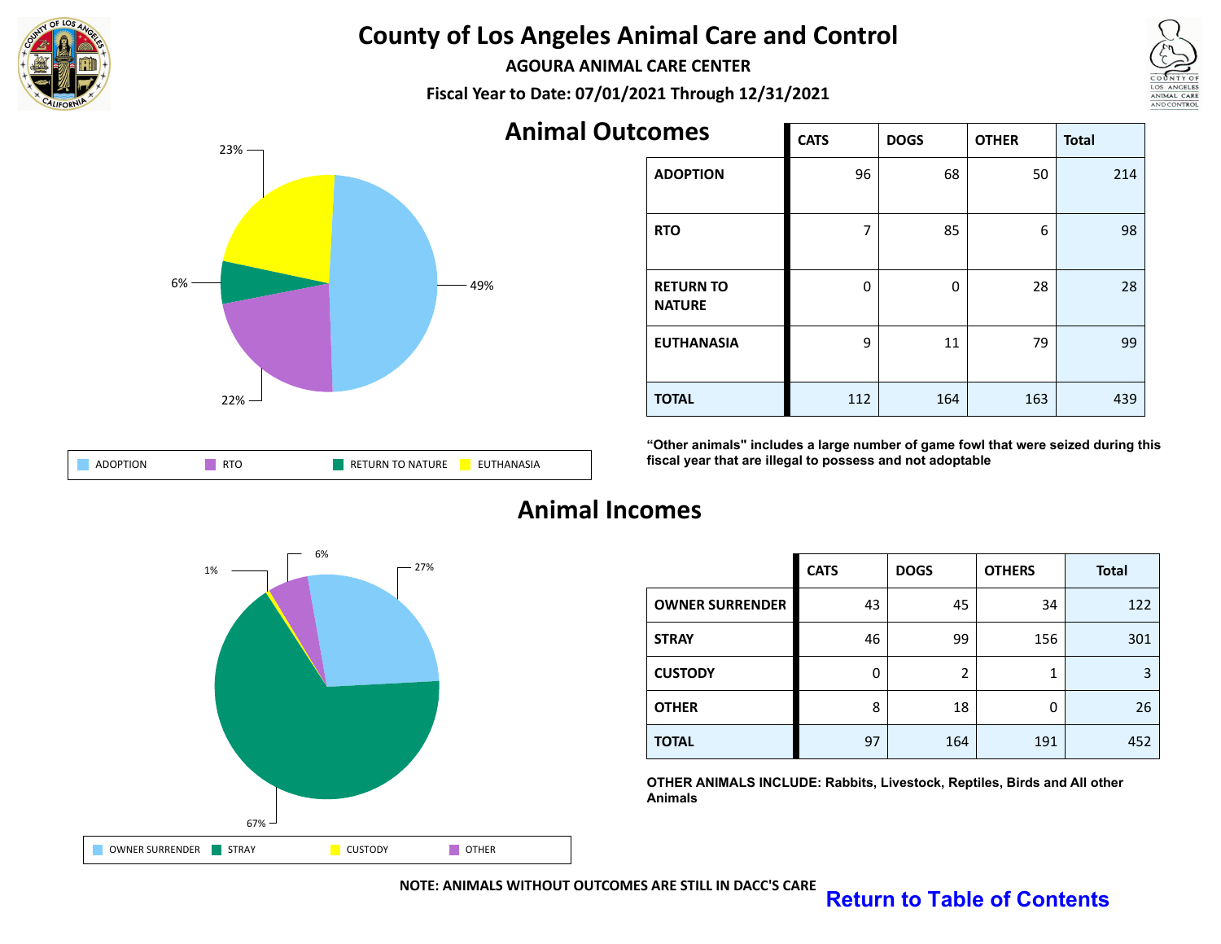# County of Los Angeles Animal Care and Control

**AGOURA ANIMAL CARE CENTER**

**Fiscal Year to Date: 07/01/2021 Through 12/31/2021**

## Animal Outcomes

23%
6%
49%
22%

ADOPTION RTO RETURN TO NATURE EUTHANASIA

| | CATS | DOGS | OTHER | Total |
|---|---|---|---|---|
| **ADOPTION** | 96 | 68 | 50 | 214 |
| **RTO** | 7 | 85 | 6 | 98 |
| **RETURN TO NATURE** | 0 | 0 | 28 | 28 |
| **EUTHANASIA** | 9 | 11 | 79 | 99 |
| **TOTAL** | 112 | 164 | 163 | 439 |

**"Other animals" includes a large number of game fowl that were seized during this fiscal year that are illegal to possess and not adoptable**

## Animal Incomes

1%
6%
27%
67%

OWNER SURRENDER STRAY CUSTODY OTHER

| | CATS | DOGS | OTHERS | Total |
|---|---|---|---|---|
| **OWNER SURRENDER** | 43 | 45 | 34 | 122 |
| **STRAY** | 46 | 99 | 156 | 301 |
| **CUSTODY** | 0 | 2 | 1 | 3 |
| **OTHER** | 8 | 18 | 0 | 26 |
| **TOTAL** | 97 | 164 | 191 | 452 |

**OTHER ANIMALS INCLUDE: Rabbits, Livestock, Reptiles, Birds and All other Animals**

**NOTE: ANIMALS WITHOUT OUTCOMES ARE STILL IN DACC'S CARE**

**Return to Table of Contents**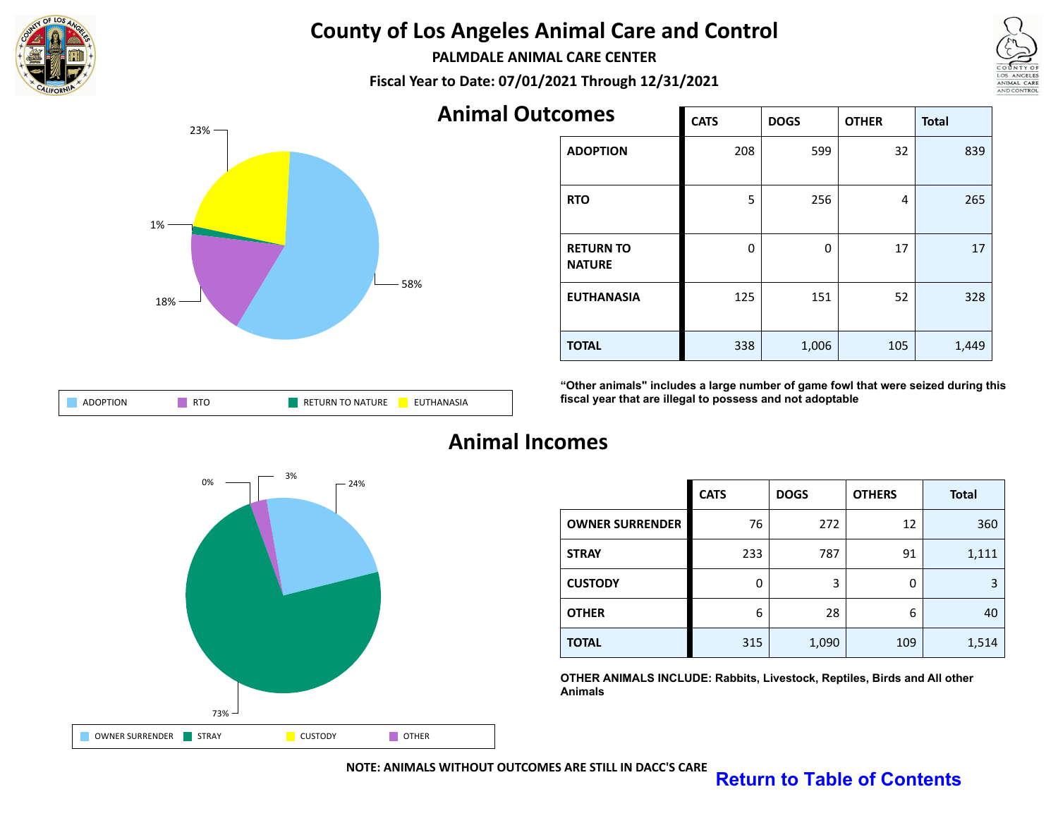# County of Los Angeles Animal Care and Control

**PALMDALE ANIMAL CARE CENTER**

**Fiscal Year to Date: 07/01/2021 Through 12/31/2021**

## Animal Outcomes

23%
1%
18%
58%

ADOPTION RTO RETURN TO NATURE EUTHANASIA

| | CATS | DOGS | OTHER | Total |
|---|---|---|---|---|
| **ADOPTION** | 208 | 599 | 32 | 839 |
| **RTO** | 5 | 256 | 4 | 265 |
| **RETURN TO NATURE** | 0 | 0 | 17 | 17 |
| **EUTHANASIA** | 125 | 151 | 52 | 328 |
| **TOTAL** | 338 | 1,006 | 105 | 1,449 |

**"Other animals" includes a large number of game fowl that were seized during this fiscal year that are illegal to possess and not adoptable**

## Animal Incomes

0%
3%
24%
73%

OWNER SURRENDER STRAY CUSTODY OTHER

| | CATS | DOGS | OTHERS | Total |
|---|---|---|---|---|
| **OWNER SURRENDER** | 76 | 272 | 12 | 360 |
| **STRAY** | 233 | 787 | 91 | 1,111 |
| **CUSTODY** | 0 | 3 | 0 | 3 |
| **OTHER** | 6 | 28 | 6 | 40 |
| **TOTAL** | 315 | 1,090 | 109 | 1,514 |

**OTHER ANIMALS INCLUDE: Rabbits, Livestock, Reptiles, Birds and All other Animals**

**NOTE: ANIMALS WITHOUT OUTCOMES ARE STILL IN DACC'S CARE**

**Return to Table of Contents**